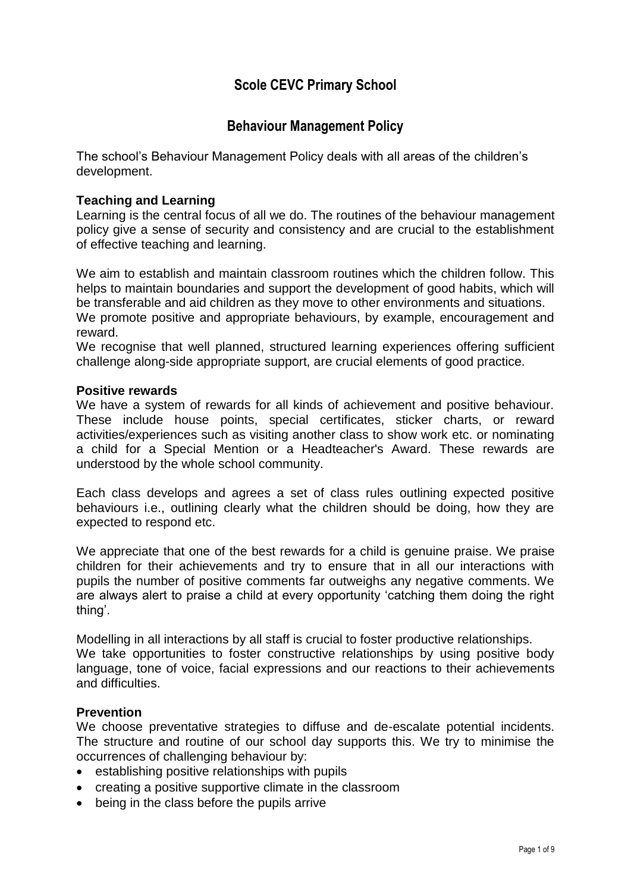# Scole CEVC Primary School

## Behaviour Management Policy

The school's Behaviour Management Policy deals with all areas of the children's development.

**Teaching and Learning**

Learning is the central focus of all we do. The routines of the behaviour management policy give a sense of security and consistency and are crucial to the establishment of effective teaching and learning.

We aim to establish and maintain classroom routines which the children follow. This helps to maintain boundaries and support the development of good habits, which will be transferable and aid children as they move to other environments and situations. We promote positive and appropriate behaviours, by example, encouragement and reward.

We recognise that well planned, structured learning experiences offering sufficient challenge along-side appropriate support, are crucial elements of good practice.

**Positive rewards**

We have a system of rewards for all kinds of achievement and positive behaviour. These include house points, special certificates, sticker charts, or reward activities/experiences such as visiting another class to show work etc. or nominating a child for a Special Mention or a Headteacher's Award. These rewards are understood by the whole school community.

Each class develops and agrees a set of class rules outlining expected positive behaviours i.e., outlining clearly what the children should be doing, how they are expected to respond etc.

We appreciate that one of the best rewards for a child is genuine praise. We praise children for their achievements and try to ensure that in all our interactions with pupils the number of positive comments far outweighs any negative comments. We are always alert to praise a child at every opportunity 'catching them doing the right thing'.

Modelling in all interactions by all staff is crucial to foster productive relationships. We take opportunities to foster constructive relationships by using positive body language, tone of voice, facial expressions and our reactions to their achievements and difficulties.

**Prevention**

We choose preventative strategies to diffuse and de-escalate potential incidents. The structure and routine of our school day supports this. We try to minimise the occurrences of challenging behaviour by:

- establishing positive relationships with pupils
- creating a positive supportive climate in the classroom
- being in the class before the pupils arrive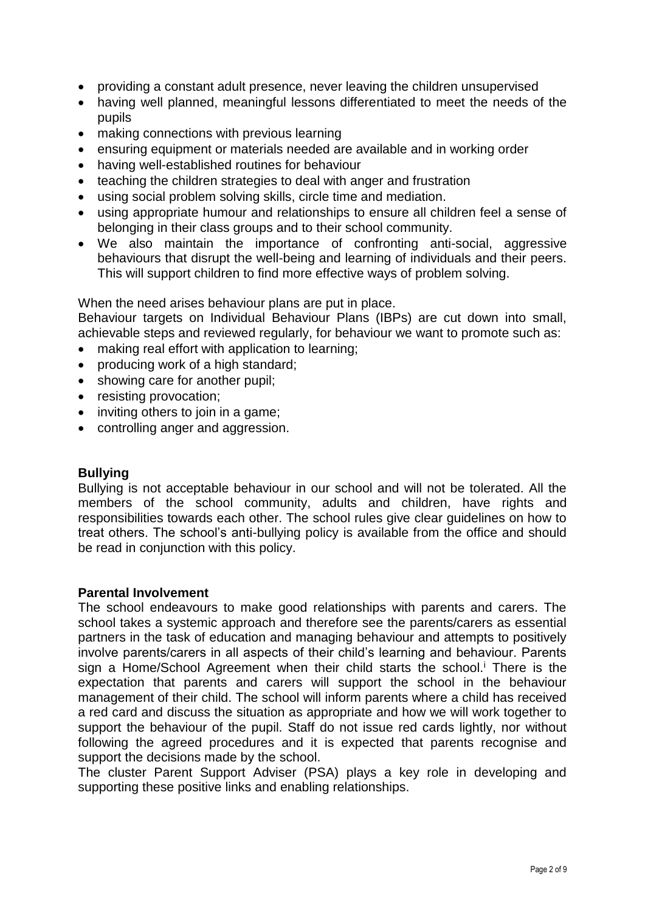- providing a constant adult presence, never leaving the children unsupervised
- having well planned, meaningful lessons differentiated to meet the needs of the pupils
- making connections with previous learning
- ensuring equipment or materials needed are available and in working order
- having well-established routines for behaviour
- teaching the children strategies to deal with anger and frustration
- using social problem solving skills, circle time and mediation.
- using appropriate humour and relationships to ensure all children feel a sense of belonging in their class groups and to their school community.
- We also maintain the importance of confronting anti-social, aggressive behaviours that disrupt the well-being and learning of individuals and their peers. This will support children to find more effective ways of problem solving.

When the need arises behaviour plans are put in place.
Behaviour targets on Individual Behaviour Plans (IBPs) are cut down into small, achievable steps and reviewed regularly, for behaviour we want to promote such as:

- making real effort with application to learning;
- producing work of a high standard;
- showing care for another pupil;
- resisting provocation;
- inviting others to join in a game;
- controlling anger and aggression.

**Bullying**

Bullying is not acceptable behaviour in our school and will not be tolerated. All the members of the school community, adults and children, have rights and responsibilities towards each other. The school rules give clear guidelines on how to treat others. The school's anti-bullying policy is available from the office and should be read in conjunction with this policy.

**Parental Involvement**

The school endeavours to make good relationships with parents and carers. The school takes a systemic approach and therefore see the parents/carers as essential partners in the task of education and managing behaviour and attempts to positively involve parents/carers in all aspects of their child's learning and behaviour. Parents sign a Home/School Agreement when their child starts the school.[i] There is the expectation that parents and carers will support the school in the behaviour management of their child. The school will inform parents where a child has received a red card and discuss the situation as appropriate and how we will work together to support the behaviour of the pupil. Staff do not issue red cards lightly, nor without following the agreed procedures and it is expected that parents recognise and support the decisions made by the school.
The cluster Parent Support Adviser (PSA) plays a key role in developing and supporting these positive links and enabling relationships.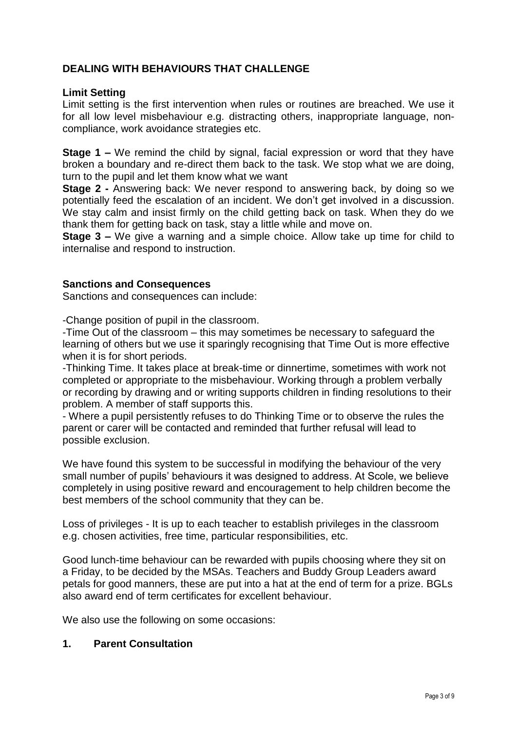## DEALING WITH BEHAVIOURS THAT CHALLENGE

### Limit Setting

Limit setting is the first intervention when rules or routines are breached. We use it for all low level misbehaviour e.g. distracting others, inappropriate language, non-compliance, work avoidance strategies etc.

**Stage 1 –** We remind the child by signal, facial expression or word that they have broken a boundary and re-direct them back to the task. We stop what we are doing, turn to the pupil and let them know what we want

**Stage 2 -** Answering back: We never respond to answering back, by doing so we potentially feed the escalation of an incident. We don't get involved in a discussion. We stay calm and insist firmly on the child getting back on task. When they do we thank them for getting back on task, stay a little while and move on.

**Stage 3 –** We give a warning and a simple choice. Allow take up time for child to internalise and respond to instruction.

### Sanctions and Consequences

Sanctions and consequences can include:

-Change position of pupil in the classroom.

-Time Out of the classroom – this may sometimes be necessary to safeguard the learning of others but we use it sparingly recognising that Time Out is more effective when it is for short periods.

-Thinking Time. It takes place at break-time or dinnertime, sometimes with work not completed or appropriate to the misbehaviour. Working through a problem verbally or recording by drawing and or writing supports children in finding resolutions to their problem. A member of staff supports this.

- Where a pupil persistently refuses to do Thinking Time or to observe the rules the parent or carer will be contacted and reminded that further refusal will lead to possible exclusion.

We have found this system to be successful in modifying the behaviour of the very small number of pupils' behaviours it was designed to address. At Scole, we believe completely in using positive reward and encouragement to help children become the best members of the school community that they can be.

Loss of privileges - It is up to each teacher to establish privileges in the classroom e.g. chosen activities, free time, particular responsibilities, etc.

Good lunch-time behaviour can be rewarded with pupils choosing where they sit on a Friday, to be decided by the MSAs. Teachers and Buddy Group Leaders award petals for good manners, these are put into a hat at the end of term for a prize. BGLs also award end of term certificates for excellent behaviour.

We also use the following on some occasions:

### 1. Parent Consultation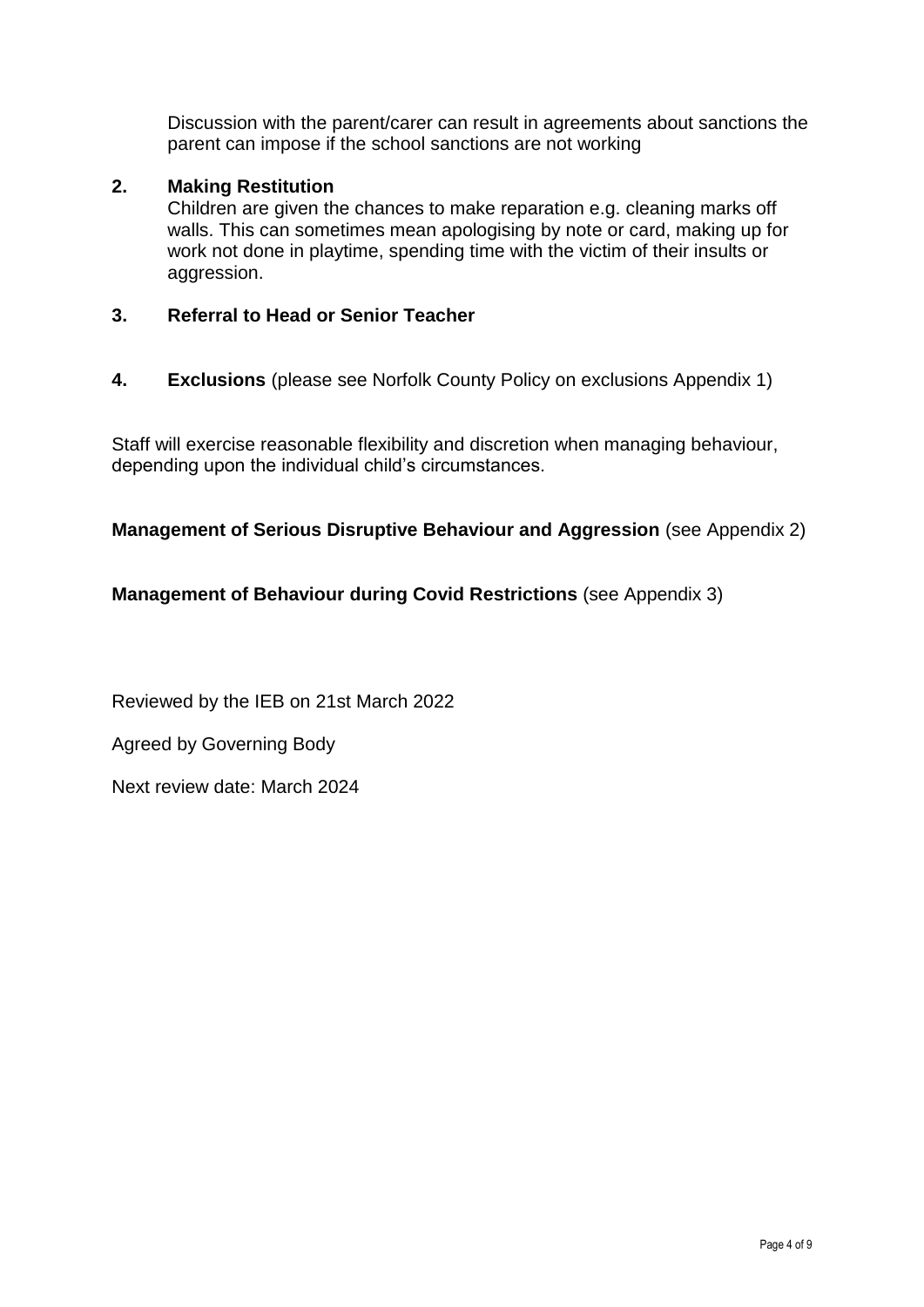Discussion with the parent/carer can result in agreements about sanctions the parent can impose if the school sanctions are not working

2. **Making Restitution**

   Children are given the chances to make reparation e.g. cleaning marks off walls. This can sometimes mean apologising by note or card, making up for work not done in playtime, spending time with the victim of their insults or aggression.

3. **Referral to Head or Senior Teacher**

4. **Exclusions** (please see Norfolk County Policy on exclusions Appendix 1)

Staff will exercise reasonable flexibility and discretion when managing behaviour, depending upon the individual child's circumstances.

**Management of Serious Disruptive Behaviour and Aggression** (see Appendix 2)

**Management of Behaviour during Covid Restrictions** (see Appendix 3)

Reviewed by the IEB on 21st March 2022

Agreed by Governing Body

Next review date: March 2024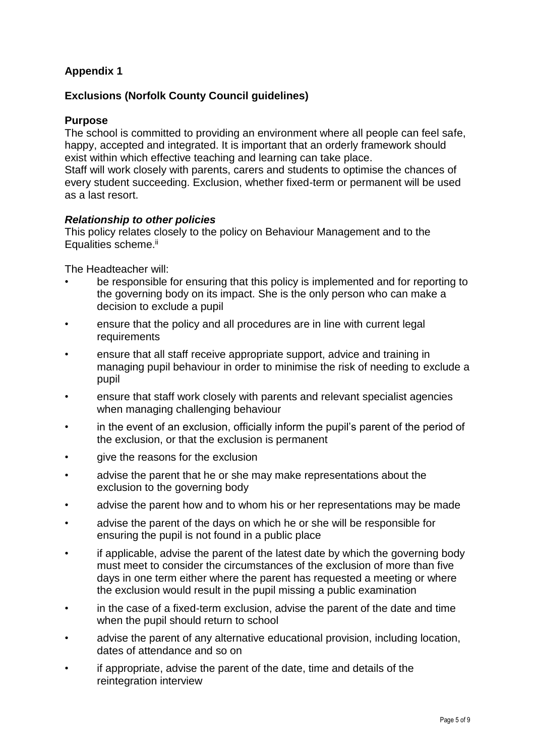**Appendix 1**

**Exclusions (Norfolk County Council guidelines)**

**Purpose**

The school is committed to providing an environment where all people can feel safe, happy, accepted and integrated. It is important that an orderly framework should exist within which effective teaching and learning can take place.

Staff will work closely with parents, carers and students to optimise the chances of every student succeeding. Exclusion, whether fixed-term or permanent will be used as a last resort.

***Relationship to other policies***

This policy relates closely to the policy on Behaviour Management and to the Equalities scheme.[ii]

The Headteacher will:

- be responsible for ensuring that this policy is implemented and for reporting to the governing body on its impact. She is the only person who can make a decision to exclude a pupil
- ensure that the policy and all procedures are in line with current legal requirements
- ensure that all staff receive appropriate support, advice and training in managing pupil behaviour in order to minimise the risk of needing to exclude a pupil
- ensure that staff work closely with parents and relevant specialist agencies when managing challenging behaviour
- in the event of an exclusion, officially inform the pupil's parent of the period of the exclusion, or that the exclusion is permanent
- give the reasons for the exclusion
- advise the parent that he or she may make representations about the exclusion to the governing body
- advise the parent how and to whom his or her representations may be made
- advise the parent of the days on which he or she will be responsible for ensuring the pupil is not found in a public place
- if applicable, advise the parent of the latest date by which the governing body must meet to consider the circumstances of the exclusion of more than five days in one term either where the parent has requested a meeting or where the exclusion would result in the pupil missing a public examination
- in the case of a fixed-term exclusion, advise the parent of the date and time when the pupil should return to school
- advise the parent of any alternative educational provision, including location, dates of attendance and so on
- if appropriate, advise the parent of the date, time and details of the reintegration interview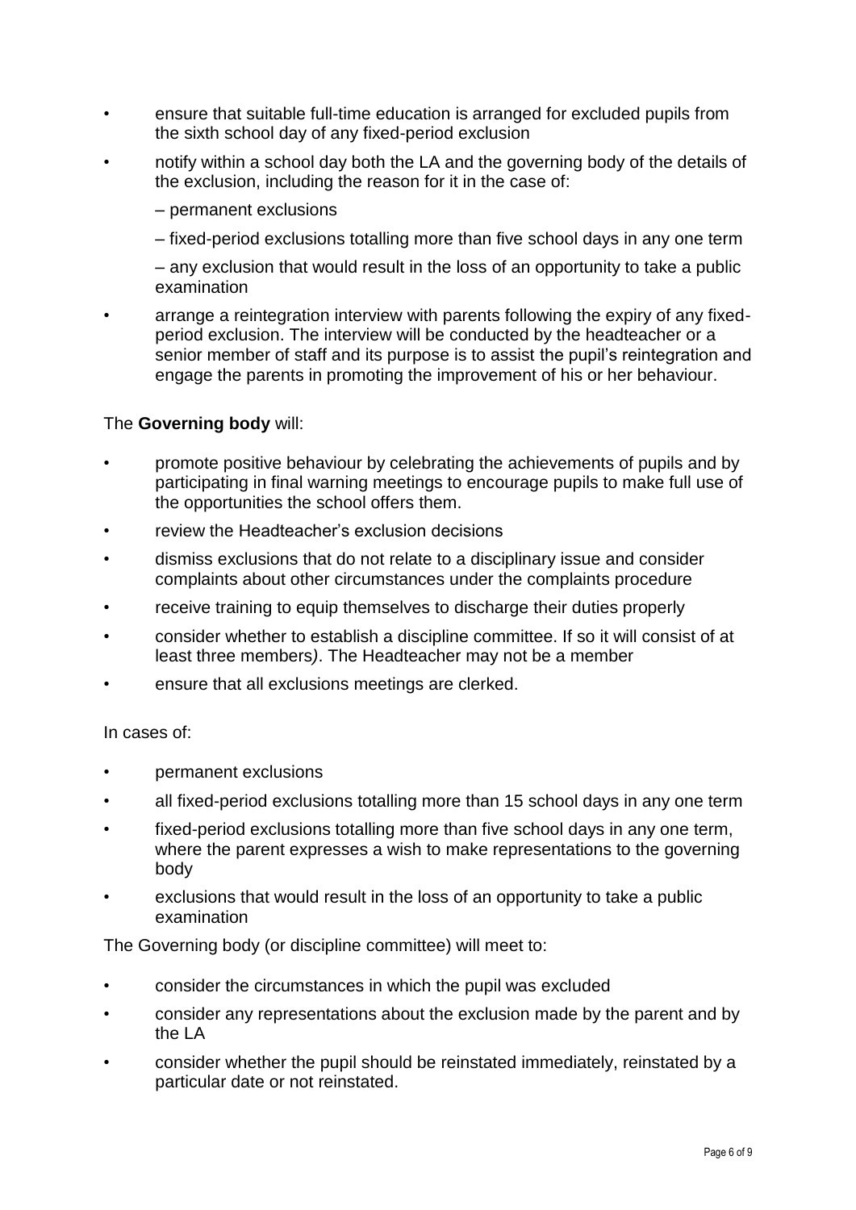- ensure that suitable full-time education is arranged for excluded pupils from the sixth school day of any fixed-period exclusion
- notify within a school day both the LA and the governing body of the details of the exclusion, including the reason for it in the case of:
  - permanent exclusions
  - fixed-period exclusions totalling more than five school days in any one term
  - any exclusion that would result in the loss of an opportunity to take a public examination
- arrange a reintegration interview with parents following the expiry of any fixed-period exclusion. The interview will be conducted by the headteacher or a senior member of staff and its purpose is to assist the pupil's reintegration and engage the parents in promoting the improvement of his or her behaviour.

The **Governing body** will:

- promote positive behaviour by celebrating the achievements of pupils and by participating in final warning meetings to encourage pupils to make full use of the opportunities the school offers them.
- review the Headteacher's exclusion decisions
- dismiss exclusions that do not relate to a disciplinary issue and consider complaints about other circumstances under the complaints procedure
- receive training to equip themselves to discharge their duties properly
- consider whether to establish a discipline committee. If so it will consist of at least three members*)*. The Headteacher may not be a member
- ensure that all exclusions meetings are clerked.

In cases of:

- permanent exclusions
- all fixed-period exclusions totalling more than 15 school days in any one term
- fixed-period exclusions totalling more than five school days in any one term, where the parent expresses a wish to make representations to the governing body
- exclusions that would result in the loss of an opportunity to take a public examination

The Governing body (or discipline committee) will meet to:

- consider the circumstances in which the pupil was excluded
- consider any representations about the exclusion made by the parent and by the LA
- consider whether the pupil should be reinstated immediately, reinstated by a particular date or not reinstated.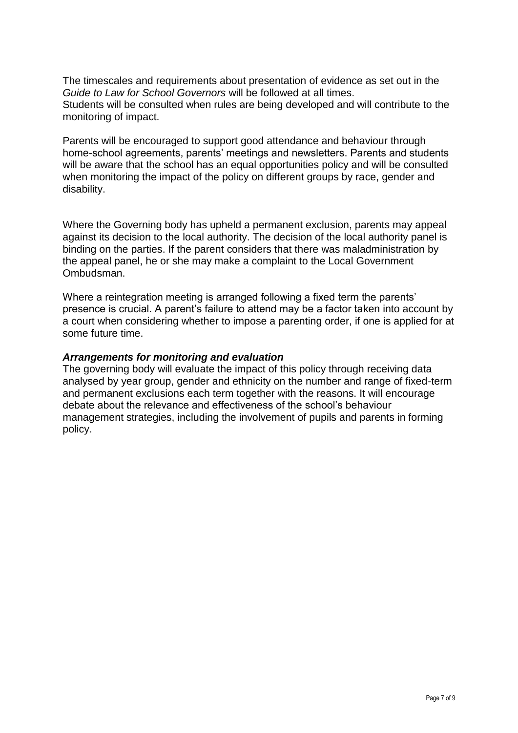The timescales and requirements about presentation of evidence as set out in the *Guide to Law for School Governors* will be followed at all times.
Students will be consulted when rules are being developed and will contribute to the monitoring of impact.

Parents will be encouraged to support good attendance and behaviour through home-school agreements, parents' meetings and newsletters. Parents and students will be aware that the school has an equal opportunities policy and will be consulted when monitoring the impact of the policy on different groups by race, gender and disability.

Where the Governing body has upheld a permanent exclusion, parents may appeal against its decision to the local authority. The decision of the local authority panel is binding on the parties. If the parent considers that there was maladministration by the appeal panel, he or she may make a complaint to the Local Government Ombudsman.

Where a reintegration meeting is arranged following a fixed term the parents' presence is crucial. A parent's failure to attend may be a factor taken into account by a court when considering whether to impose a parenting order, if one is applied for at some future time.

***Arrangements for monitoring and evaluation***

The governing body will evaluate the impact of this policy through receiving data analysed by year group, gender and ethnicity on the number and range of fixed-term and permanent exclusions each term together with the reasons. It will encourage debate about the relevance and effectiveness of the school's behaviour management strategies, including the involvement of pupils and parents in forming policy.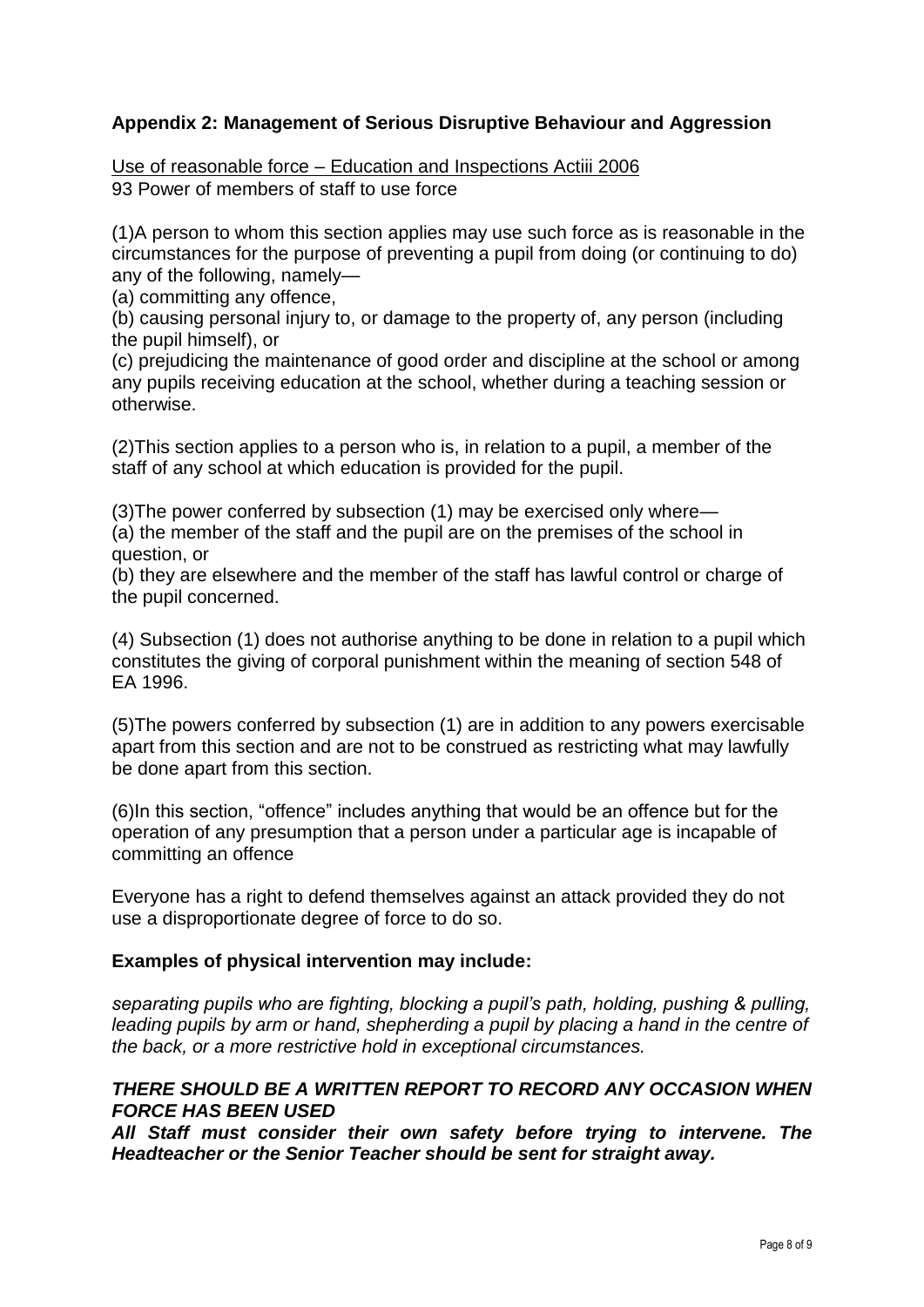## Appendix 2: Management of Serious Disruptive Behaviour and Aggression

Use of reasonable force – Education and Inspections Actiii 2006
93 Power of members of staff to use force

(1)A person to whom this section applies may use such force as is reasonable in the circumstances for the purpose of preventing a pupil from doing (or continuing to do) any of the following, namely—
(a) committing any offence,
(b) causing personal injury to, or damage to the property of, any person (including the pupil himself), or
(c) prejudicing the maintenance of good order and discipline at the school or among any pupils receiving education at the school, whether during a teaching session or otherwise.

(2)This section applies to a person who is, in relation to a pupil, a member of the staff of any school at which education is provided for the pupil.

(3)The power conferred by subsection (1) may be exercised only where—
(a) the member of the staff and the pupil are on the premises of the school in question, or
(b) they are elsewhere and the member of the staff has lawful control or charge of the pupil concerned.

(4) Subsection (1) does not authorise anything to be done in relation to a pupil which constitutes the giving of corporal punishment within the meaning of section 548 of EA 1996.

(5)The powers conferred by subsection (1) are in addition to any powers exercisable apart from this section and are not to be construed as restricting what may lawfully be done apart from this section.

(6)In this section, "offence" includes anything that would be an offence but for the operation of any presumption that a person under a particular age is incapable of committing an offence

Everyone has a right to defend themselves against an attack provided they do not use a disproportionate degree of force to do so.

**Examples of physical intervention may include:**

*separating pupils who are fighting, blocking a pupil's path, holding, pushing & pulling, leading pupils by arm or hand, shepherding a pupil by placing a hand in the centre of the back, or a more restrictive hold in exceptional circumstances.*

***THERE SHOULD BE A WRITTEN REPORT TO RECORD ANY OCCASION WHEN FORCE HAS BEEN USED***
***All Staff must consider their own safety before trying to intervene. The Headteacher or the Senior Teacher should be sent for straight away.***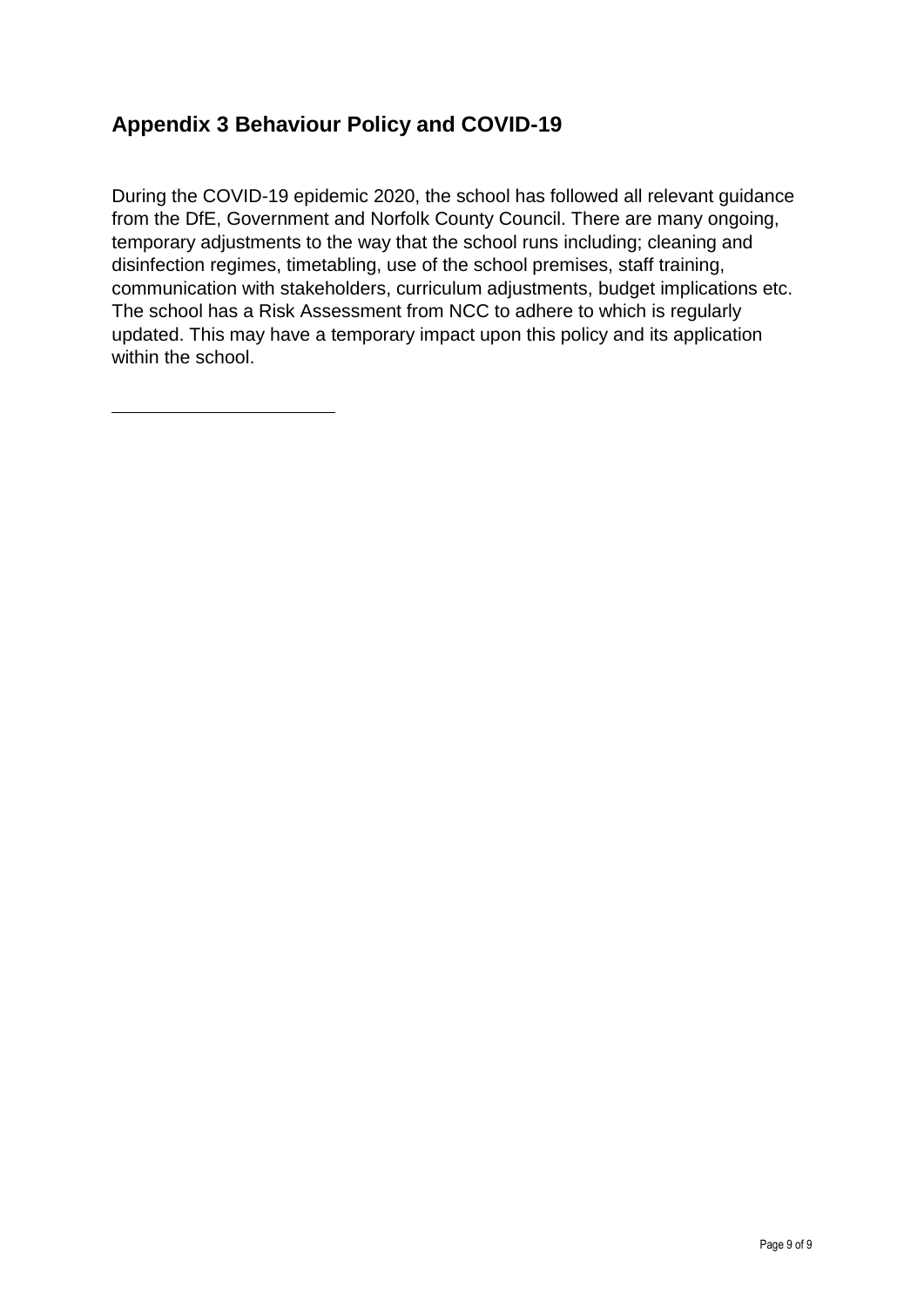## Appendix 3 Behaviour Policy and COVID-19

During the COVID-19 epidemic 2020, the school has followed all relevant guidance from the DfE, Government and Norfolk County Council. There are many ongoing, temporary adjustments to the way that the school runs including; cleaning and disinfection regimes, timetabling, use of the school premises, staff training, communication with stakeholders, curriculum adjustments, budget implications etc. The school has a Risk Assessment from NCC to adhere to which is regularly updated. This may have a temporary impact upon this policy and its application within the school.